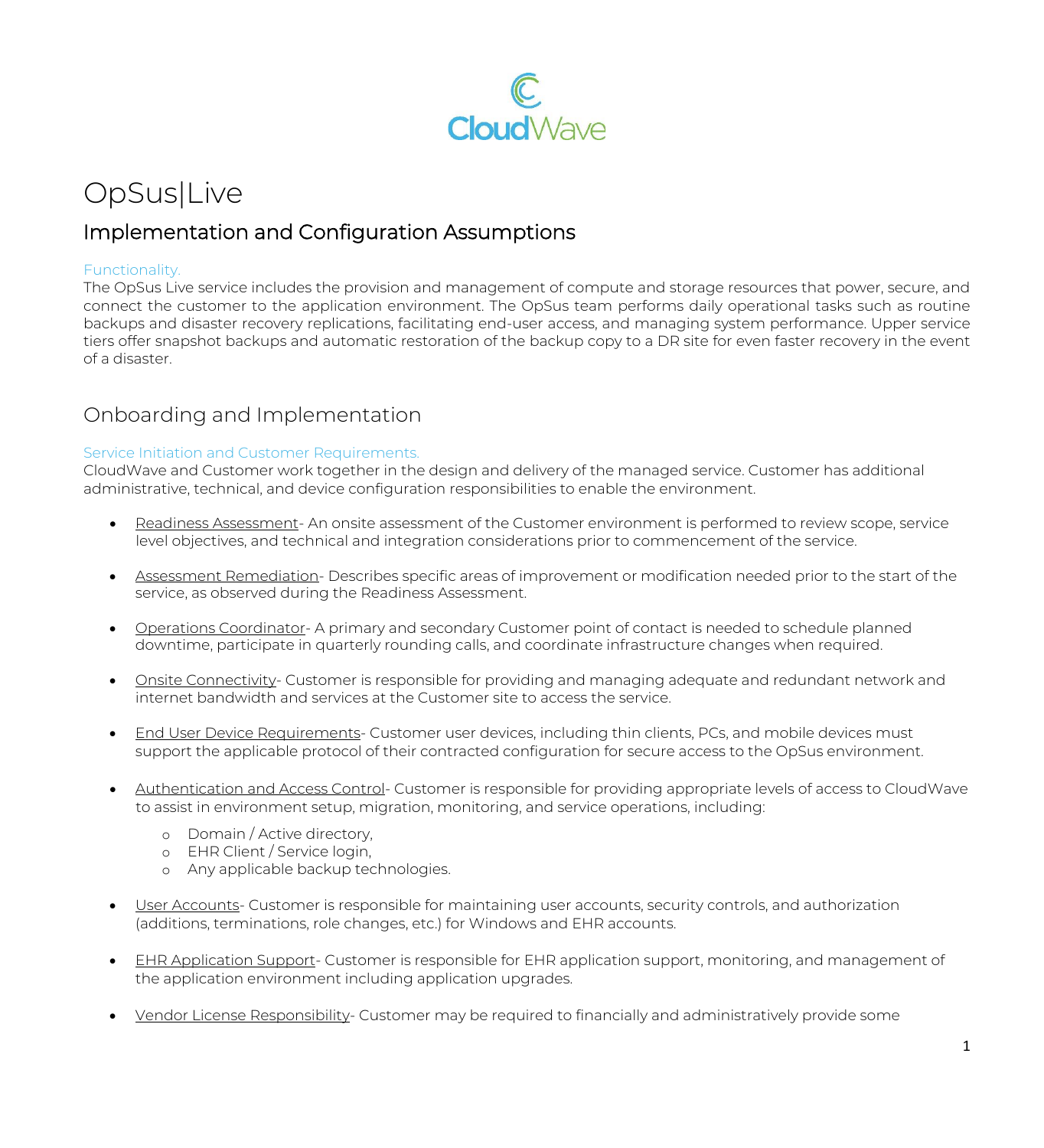# OpsSus|Live

## Implementation and Configuration Assumptions

### Functionality.

The OpSus Live service includes the provision and management of compute and storage resources that power, secure, and connect the customer to the application environment. The OpSus team performs daily operational tasks such as routine backups and disaster recovery replications, facilitating end-user access, and managing system performance. Upper service tiers offer snapshot backups and automatic restoration of the backup copy to a DR site for even faster recovery in the event of a disaster.

## Onboarding and Implementation

### Service Initiation and Customer Requirements.

CloudWave and Customer work together in the design and delivery of the managed service. Customer has additional administrative, technical, and device configuration responsibilities to enable the environment.

- Readiness Assessment- An onsite assessment of the Customer environment is performed to review scope, service level objectives, and technical and integration considerations prior to commencement of the service.
- Assessment Remediation- Describes specific areas of improvement or modification needed prior to the start of the service, as observed during the Readiness Assessment.
- Operations Coordinator- A primary and secondary Customer point of contact is needed to schedule planned downtime, participate in quarterly rounding calls, and coordinate infrastructure changes when required.
- Onsite Connectivity- Customer is responsible for providing and managing adequate and redundant network and internet bandwidth and services at the Customer site to access the service.
- End User Device Requirements- Customer user devices, including thin clients, PCs, and mobile devices must support the applicable protocol of their contracted configuration for secure access to the OpSus environment.
- Authentication and Access Control- Customer is responsible for providing appropriate levels of access to CloudWave to assist in environment setup, migration, monitoring, and service operations, including:
  - Domain / Active directory,
  - EHR Client / Service login,
  - Any applicable backup technologies.
- User Accounts- Customer is responsible for maintaining user accounts, security controls, and authorization (additions, terminations, role changes, etc.) for Windows and EHR accounts.
- EHR Application Support- Customer is responsible for EHR application support, monitoring, and management of the application environment including application upgrades.
- Vendor License Responsibility- Customer may be required to financially and administratively provide some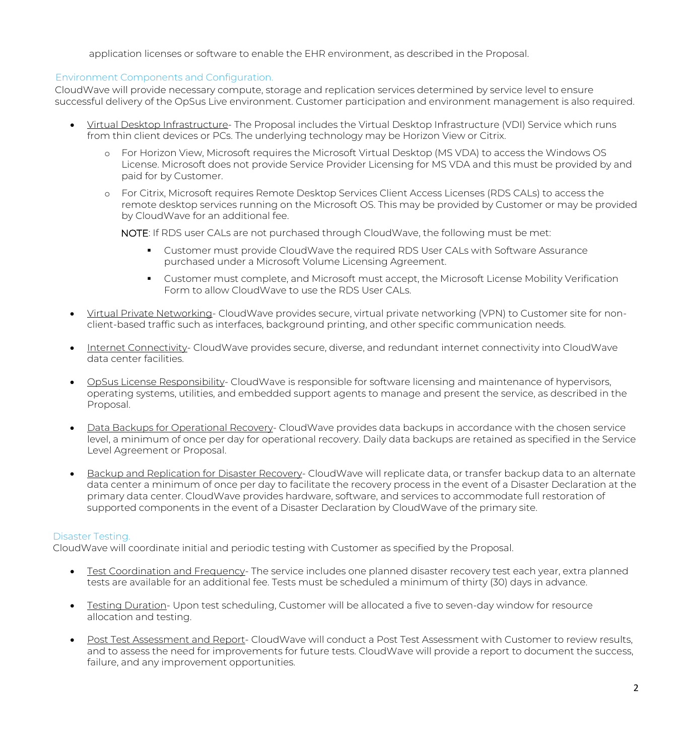application licenses or software to enable the EHR environment, as described in the Proposal.

### Environment Components and Configuration.

CloudWave will provide necessary compute, storage and replication services determined by service level to ensure successful delivery of the OpSus Live environment. Customer participation and environment management is also required.

- <u>Virtual Desktop Infrastructure</u>- The Proposal includes the Virtual Desktop Infrastructure (VDI) Service which runs from thin client devices or PCs. The underlying technology may be Horizon View or Citrix.
  - For Horizon View, Microsoft requires the Microsoft Virtual Desktop (MS VDA) to access the Windows OS License. Microsoft does not provide Service Provider Licensing for MS VDA and this must be provided by and paid for by Customer.
  - For Citrix, Microsoft requires Remote Desktop Services Client Access Licenses (RDS CALs) to access the remote desktop services running on the Microsoft OS. This may be provided by Customer or may be provided by CloudWave for an additional fee.

    NOTE: If RDS user CALs are not purchased through CloudWave, the following must be met:

    - Customer must provide CloudWave the required RDS User CALs with Software Assurance purchased under a Microsoft Volume Licensing Agreement.
    - Customer must complete, and Microsoft must accept, the Microsoft License Mobility Verification Form to allow CloudWave to use the RDS User CALs.
- <u>Virtual Private Networking</u>- CloudWave provides secure, virtual private networking (VPN) to Customer site for non-client-based traffic such as interfaces, background printing, and other specific communication needs.
- <u>Internet Connectivity</u>- CloudWave provides secure, diverse, and redundant internet connectivity into CloudWave data center facilities.
- <u>OpSus License Responsibility</u>- CloudWave is responsible for software licensing and maintenance of hypervisors, operating systems, utilities, and embedded support agents to manage and present the service, as described in the Proposal.
- <u>Data Backups for Operational Recovery</u>- CloudWave provides data backups in accordance with the chosen service level, a minimum of once per day for operational recovery. Daily data backups are retained as specified in the Service Level Agreement or Proposal.
- <u>Backup and Replication for Disaster Recovery</u>- CloudWave will replicate data, or transfer backup data to an alternate data center a minimum of once per day to facilitate the recovery process in the event of a Disaster Declaration at the primary data center. CloudWave provides hardware, software, and services to accommodate full restoration of supported components in the event of a Disaster Declaration by CloudWave of the primary site.

### Disaster Testing.

CloudWave will coordinate initial and periodic testing with Customer as specified by the Proposal.

- <u>Test Coordination and Frequency</u>- The service includes one planned disaster recovery test each year, extra planned tests are available for an additional fee. Tests must be scheduled a minimum of thirty (30) days in advance.
- <u>Testing Duration</u>- Upon test scheduling, Customer will be allocated a five to seven-day window for resource allocation and testing.
- <u>Post Test Assessment and Report</u>- CloudWave will conduct a Post Test Assessment with Customer to review results, and to assess the need for improvements for future tests. CloudWave will provide a report to document the success, failure, and any improvement opportunities.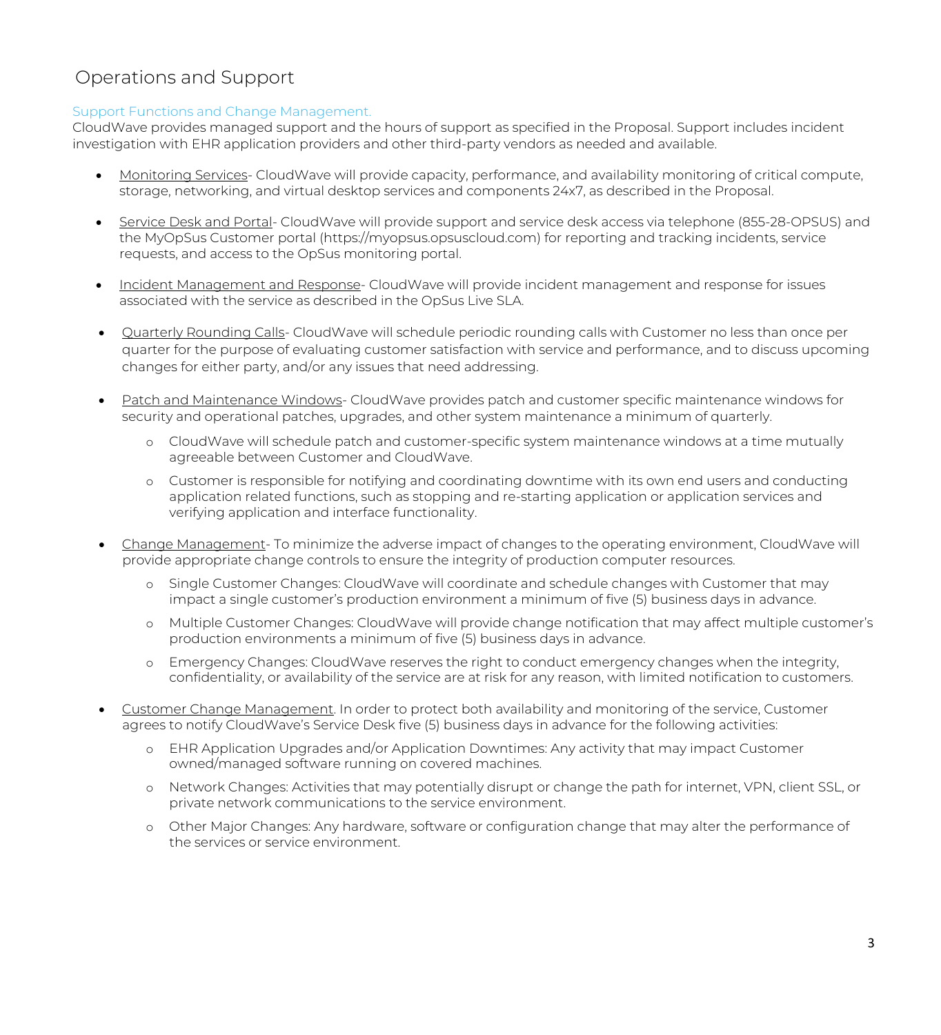# Operations and Support

## Support Functions and Change Management.

CloudWave provides managed support and the hours of support as specified in the Proposal. Support includes incident investigation with EHR application providers and other third-party vendors as needed and available.

- Monitoring Services- CloudWave will provide capacity, performance, and availability monitoring of critical compute, storage, networking, and virtual desktop services and components 24x7, as described in the Proposal.
- Service Desk and Portal- CloudWave will provide support and service desk access via telephone (855-28-OPSUS) and the MyOpSus Customer portal (https://myopsus.opsuscloud.com) for reporting and tracking incidents, service requests, and access to the OpSus monitoring portal.
- Incident Management and Response- CloudWave will provide incident management and response for issues associated with the service as described in the OpSus Live SLA.
- Quarterly Rounding Calls- CloudWave will schedule periodic rounding calls with Customer no less than once per quarter for the purpose of evaluating customer satisfaction with service and performance, and to discuss upcoming changes for either party, and/or any issues that need addressing.
- Patch and Maintenance Windows- CloudWave provides patch and customer specific maintenance windows for security and operational patches, upgrades, and other system maintenance a minimum of quarterly.
    - CloudWave will schedule patch and customer-specific system maintenance windows at a time mutually agreeable between Customer and CloudWave.
    - Customer is responsible for notifying and coordinating downtime with its own end users and conducting application related functions, such as stopping and re-starting application or application services and verifying application and interface functionality.
- Change Management- To minimize the adverse impact of changes to the operating environment, CloudWave will provide appropriate change controls to ensure the integrity of production computer resources.
    - Single Customer Changes: CloudWave will coordinate and schedule changes with Customer that may impact a single customer's production environment a minimum of five (5) business days in advance.
    - Multiple Customer Changes: CloudWave will provide change notification that may affect multiple customer's production environments a minimum of five (5) business days in advance.
    - Emergency Changes: CloudWave reserves the right to conduct emergency changes when the integrity, confidentiality, or availability of the service are at risk for any reason, with limited notification to customers.
- Customer Change Management. In order to protect both availability and monitoring of the service, Customer agrees to notify CloudWave's Service Desk five (5) business days in advance for the following activities:
    - EHR Application Upgrades and/or Application Downtimes: Any activity that may impact Customer owned/managed software running on covered machines.
    - Network Changes: Activities that may potentially disrupt or change the path for internet, VPN, client SSL, or private network communications to the service environment.
    - Other Major Changes: Any hardware, software or configuration change that may alter the performance of the services or service environment.